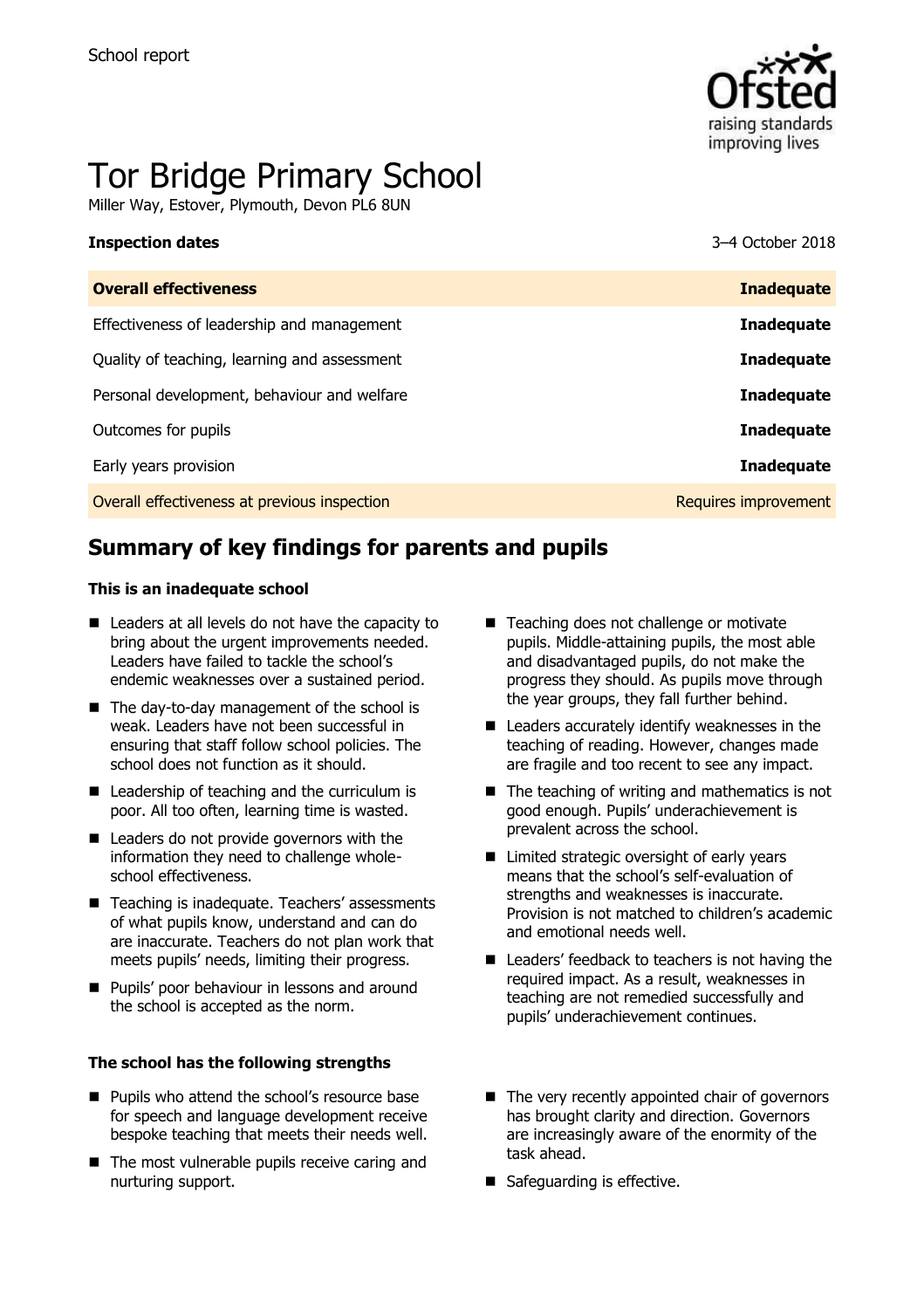School report

# Tor Bridge Primary School

Miller Way, Estover, Plymouth, Devon PL6 8UN

| **Inspection dates** | 3–4 October 2018 |
| --- | --- |
| **Overall effectiveness** | **Inadequate** |
| Effectiveness of leadership and management | **Inadequate** |
| Quality of teaching, learning and assessment | **Inadequate** |
| Personal development, behaviour and welfare | **Inadequate** |
| Outcomes for pupils | **Inadequate** |
| Early years provision | **Inadequate** |
| Overall effectiveness at previous inspection | Requires improvement |

## Summary of key findings for parents and pupils

### This is an inadequate school

- Leaders at all levels do not have the capacity to bring about the urgent improvements needed. Leaders have failed to tackle the school's endemic weaknesses over a sustained period.
- The day-to-day management of the school is weak. Leaders have not been successful in ensuring that staff follow school policies. The school does not function as it should.
- Leadership of teaching and the curriculum is poor. All too often, learning time is wasted.
- Leaders do not provide governors with the information they need to challenge whole-school effectiveness.
- Teaching is inadequate. Teachers' assessments of what pupils know, understand and can do are inaccurate. Teachers do not plan work that meets pupils' needs, limiting their progress.
- Pupils' poor behaviour in lessons and around the school is accepted as the norm.
- Teaching does not challenge or motivate pupils. Middle-attaining pupils, the most able and disadvantaged pupils, do not make the progress they should. As pupils move through the year groups, they fall further behind.
- Leaders accurately identify weaknesses in the teaching of reading. However, changes made are fragile and too recent to see any impact.
- The teaching of writing and mathematics is not good enough. Pupils' underachievement is prevalent across the school.
- Limited strategic oversight of early years means that the school's self-evaluation of strengths and weaknesses is inaccurate. Provision is not matched to children's academic and emotional needs well.
- Leaders' feedback to teachers is not having the required impact. As a result, weaknesses in teaching are not remedied successfully and pupils' underachievement continues.

### The school has the following strengths

- Pupils who attend the school's resource base for speech and language development receive bespoke teaching that meets their needs well.
- The most vulnerable pupils receive caring and nurturing support.
- The very recently appointed chair of governors has brought clarity and direction. Governors are increasingly aware of the enormity of the task ahead.
- Safeguarding is effective.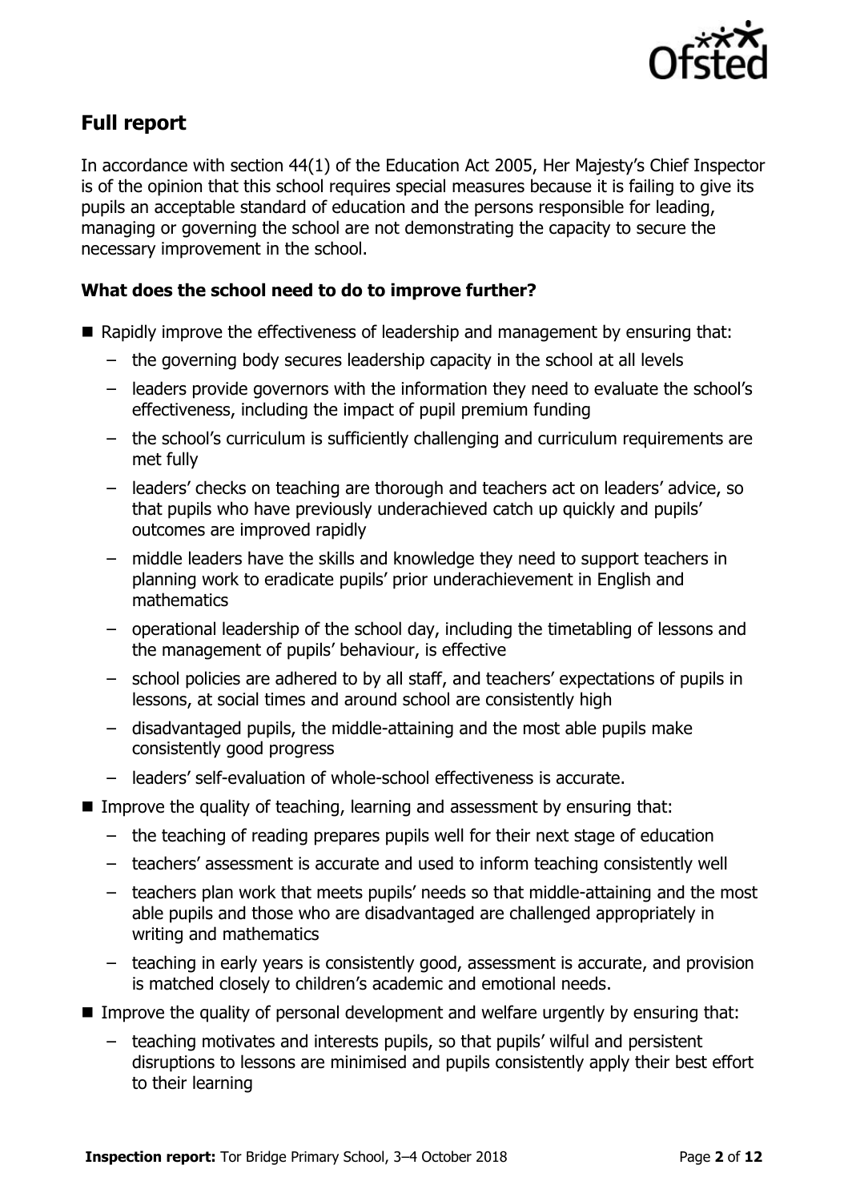## Full report

In accordance with section 44(1) of the Education Act 2005, Her Majesty's Chief Inspector is of the opinion that this school requires special measures because it is failing to give its pupils an acceptable standard of education and the persons responsible for leading, managing or governing the school are not demonstrating the capacity to secure the necessary improvement in the school.

### What does the school need to do to improve further?

- Rapidly improve the effectiveness of leadership and management by ensuring that:
  - the governing body secures leadership capacity in the school at all levels
  - leaders provide governors with the information they need to evaluate the school's effectiveness, including the impact of pupil premium funding
  - the school's curriculum is sufficiently challenging and curriculum requirements are met fully
  - leaders' checks on teaching are thorough and teachers act on leaders' advice, so that pupils who have previously underachieved catch up quickly and pupils' outcomes are improved rapidly
  - middle leaders have the skills and knowledge they need to support teachers in planning work to eradicate pupils' prior underachievement in English and mathematics
  - operational leadership of the school day, including the timetabling of lessons and the management of pupils' behaviour, is effective
  - school policies are adhered to by all staff, and teachers' expectations of pupils in lessons, at social times and around school are consistently high
  - disadvantaged pupils, the middle-attaining and the most able pupils make consistently good progress
  - leaders' self-evaluation of whole-school effectiveness is accurate.
- Improve the quality of teaching, learning and assessment by ensuring that:
  - the teaching of reading prepares pupils well for their next stage of education
  - teachers' assessment is accurate and used to inform teaching consistently well
  - teachers plan work that meets pupils' needs so that middle-attaining and the most able pupils and those who are disadvantaged are challenged appropriately in writing and mathematics
  - teaching in early years is consistently good, assessment is accurate, and provision is matched closely to children's academic and emotional needs.
- Improve the quality of personal development and welfare urgently by ensuring that:
  - teaching motivates and interests pupils, so that pupils' wilful and persistent disruptions to lessons are minimised and pupils consistently apply their best effort to their learning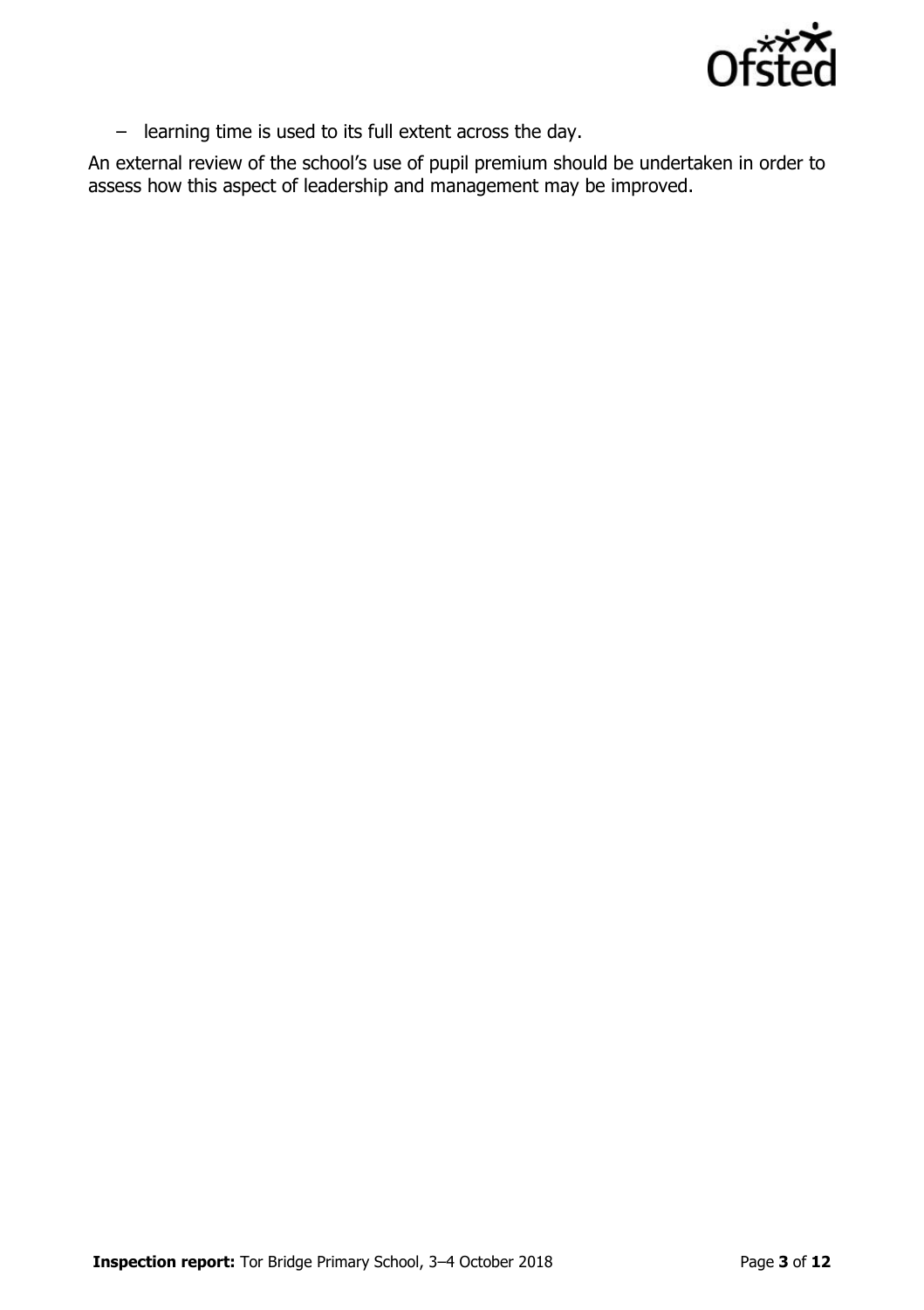- learning time is used to its full extent across the day.

An external review of the school's use of pupil premium should be undertaken in order to assess how this aspect of leadership and management may be improved.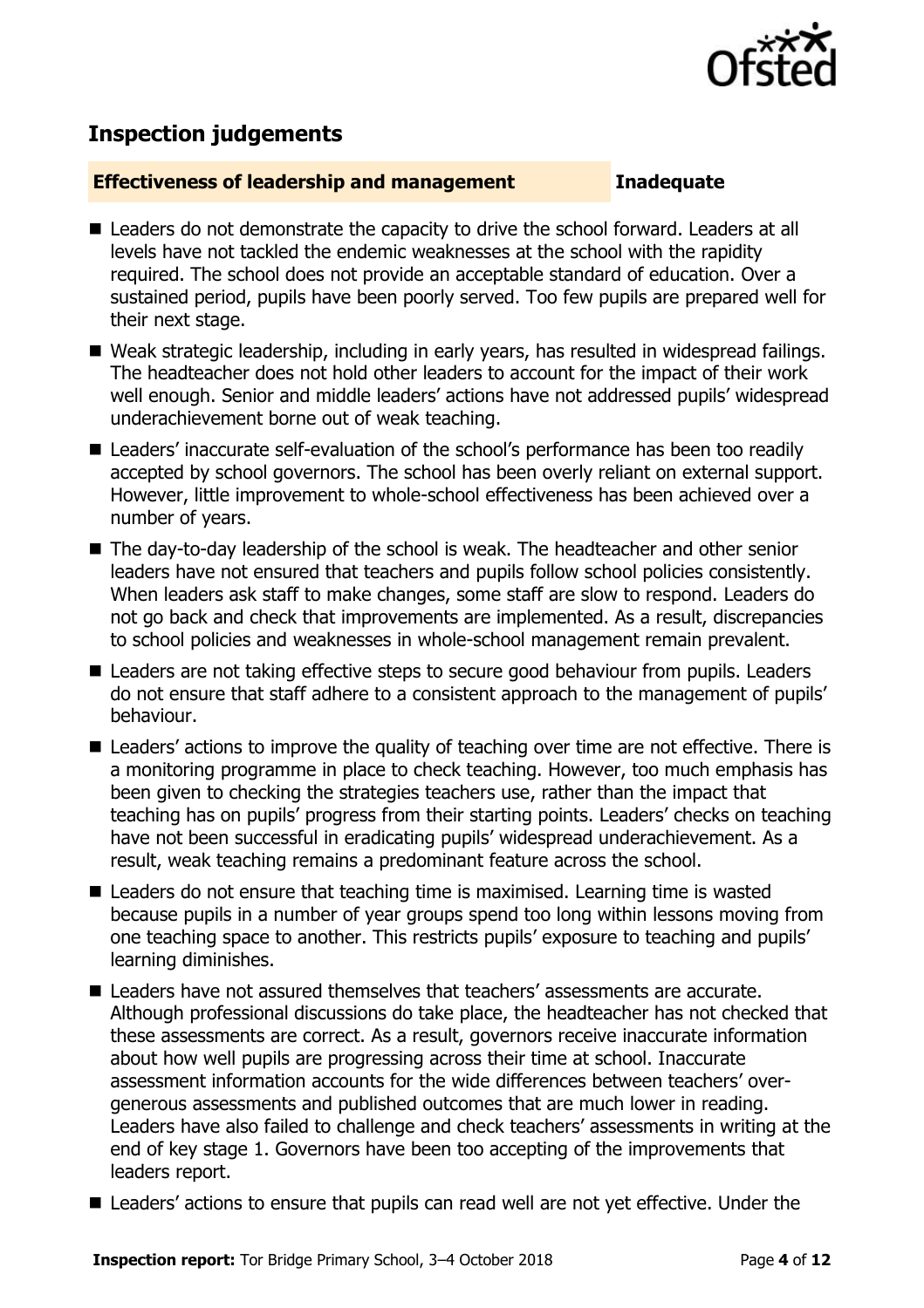## Inspection judgements

| **Effectiveness of leadership and management** | **Inadequate** |
| --- | --- |

- Leaders do not demonstrate the capacity to drive the school forward. Leaders at all levels have not tackled the endemic weaknesses at the school with the rapidity required. The school does not provide an acceptable standard of education. Over a sustained period, pupils have been poorly served. Too few pupils are prepared well for their next stage.
- Weak strategic leadership, including in early years, has resulted in widespread failings. The headteacher does not hold other leaders to account for the impact of their work well enough. Senior and middle leaders' actions have not addressed pupils' widespread underachievement borne out of weak teaching.
- Leaders' inaccurate self-evaluation of the school's performance has been too readily accepted by school governors. The school has been overly reliant on external support. However, little improvement to whole-school effectiveness has been achieved over a number of years.
- The day-to-day leadership of the school is weak. The headteacher and other senior leaders have not ensured that teachers and pupils follow school policies consistently. When leaders ask staff to make changes, some staff are slow to respond. Leaders do not go back and check that improvements are implemented. As a result, discrepancies to school policies and weaknesses in whole-school management remain prevalent.
- Leaders are not taking effective steps to secure good behaviour from pupils. Leaders do not ensure that staff adhere to a consistent approach to the management of pupils' behaviour.
- Leaders' actions to improve the quality of teaching over time are not effective. There is a monitoring programme in place to check teaching. However, too much emphasis has been given to checking the strategies teachers use, rather than the impact that teaching has on pupils' progress from their starting points. Leaders' checks on teaching have not been successful in eradicating pupils' widespread underachievement. As a result, weak teaching remains a predominant feature across the school.
- Leaders do not ensure that teaching time is maximised. Learning time is wasted because pupils in a number of year groups spend too long within lessons moving from one teaching space to another. This restricts pupils' exposure to teaching and pupils' learning diminishes.
- Leaders have not assured themselves that teachers' assessments are accurate. Although professional discussions do take place, the headteacher has not checked that these assessments are correct. As a result, governors receive inaccurate information about how well pupils are progressing across their time at school. Inaccurate assessment information accounts for the wide differences between teachers' over-generous assessments and published outcomes that are much lower in reading. Leaders have also failed to challenge and check teachers' assessments in writing at the end of key stage 1. Governors have been too accepting of the improvements that leaders report.
- Leaders' actions to ensure that pupils can read well are not yet effective. Under the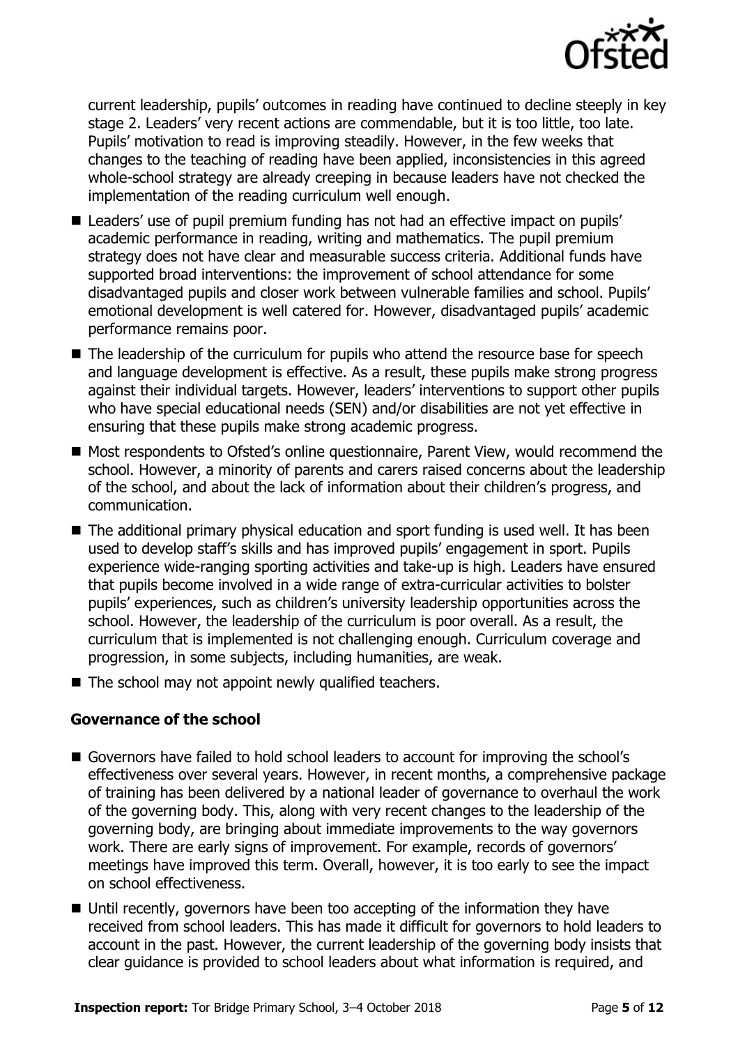current leadership, pupils' outcomes in reading have continued to decline steeply in key stage 2. Leaders' very recent actions are commendable, but it is too little, too late. Pupils' motivation to read is improving steadily. However, in the few weeks that changes to the teaching of reading have been applied, inconsistencies in this agreed whole-school strategy are already creeping in because leaders have not checked the implementation of the reading curriculum well enough.

- Leaders' use of pupil premium funding has not had an effective impact on pupils' academic performance in reading, writing and mathematics. The pupil premium strategy does not have clear and measurable success criteria. Additional funds have supported broad interventions: the improvement of school attendance for some disadvantaged pupils and closer work between vulnerable families and school. Pupils' emotional development is well catered for. However, disadvantaged pupils' academic performance remains poor.
- The leadership of the curriculum for pupils who attend the resource base for speech and language development is effective. As a result, these pupils make strong progress against their individual targets. However, leaders' interventions to support other pupils who have special educational needs (SEN) and/or disabilities are not yet effective in ensuring that these pupils make strong academic progress.
- Most respondents to Ofsted's online questionnaire, Parent View, would recommend the school. However, a minority of parents and carers raised concerns about the leadership of the school, and about the lack of information about their children's progress, and communication.
- The additional primary physical education and sport funding is used well. It has been used to develop staff's skills and has improved pupils' engagement in sport. Pupils experience wide-ranging sporting activities and take-up is high. Leaders have ensured that pupils become involved in a wide range of extra-curricular activities to bolster pupils' experiences, such as children's university leadership opportunities across the school. However, the leadership of the curriculum is poor overall. As a result, the curriculum that is implemented is not challenging enough. Curriculum coverage and progression, in some subjects, including humanities, are weak.
- The school may not appoint newly qualified teachers.

### Governance of the school

- Governors have failed to hold school leaders to account for improving the school's effectiveness over several years. However, in recent months, a comprehensive package of training has been delivered by a national leader of governance to overhaul the work of the governing body. This, along with very recent changes to the leadership of the governing body, are bringing about immediate improvements to the way governors work. There are early signs of improvement. For example, records of governors' meetings have improved this term. Overall, however, it is too early to see the impact on school effectiveness.
- Until recently, governors have been too accepting of the information they have received from school leaders. This has made it difficult for governors to hold leaders to account in the past. However, the current leadership of the governing body insists that clear guidance is provided to school leaders about what information is required, and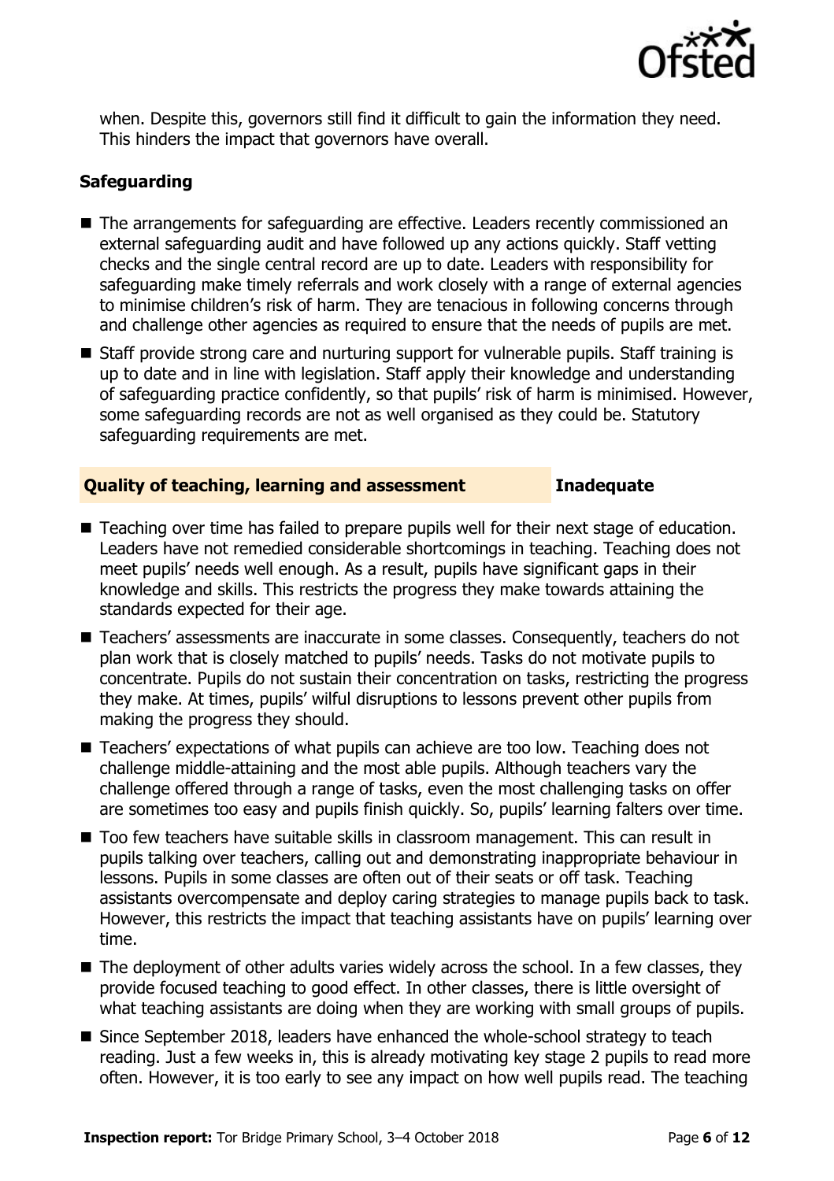when. Despite this, governors still find it difficult to gain the information they need. This hinders the impact that governors have overall.

### Safeguarding

- The arrangements for safeguarding are effective. Leaders recently commissioned an external safeguarding audit and have followed up any actions quickly. Staff vetting checks and the single central record are up to date. Leaders with responsibility for safeguarding make timely referrals and work closely with a range of external agencies to minimise children's risk of harm. They are tenacious in following concerns through and challenge other agencies as required to ensure that the needs of pupils are met.
- Staff provide strong care and nurturing support for vulnerable pupils. Staff training is up to date and in line with legislation. Staff apply their knowledge and understanding of safeguarding practice confidently, so that pupils' risk of harm is minimised. However, some safeguarding records are not as well organised as they could be. Statutory safeguarding requirements are met.

## Quality of teaching, learning and assessment — Inadequate

- Teaching over time has failed to prepare pupils well for their next stage of education. Leaders have not remedied considerable shortcomings in teaching. Teaching does not meet pupils' needs well enough. As a result, pupils have significant gaps in their knowledge and skills. This restricts the progress they make towards attaining the standards expected for their age.
- Teachers' assessments are inaccurate in some classes. Consequently, teachers do not plan work that is closely matched to pupils' needs. Tasks do not motivate pupils to concentrate. Pupils do not sustain their concentration on tasks, restricting the progress they make. At times, pupils' wilful disruptions to lessons prevent other pupils from making the progress they should.
- Teachers' expectations of what pupils can achieve are too low. Teaching does not challenge middle-attaining and the most able pupils. Although teachers vary the challenge offered through a range of tasks, even the most challenging tasks on offer are sometimes too easy and pupils finish quickly. So, pupils' learning falters over time.
- Too few teachers have suitable skills in classroom management. This can result in pupils talking over teachers, calling out and demonstrating inappropriate behaviour in lessons. Pupils in some classes are often out of their seats or off task. Teaching assistants overcompensate and deploy caring strategies to manage pupils back to task. However, this restricts the impact that teaching assistants have on pupils' learning over time.
- The deployment of other adults varies widely across the school. In a few classes, they provide focused teaching to good effect. In other classes, there is little oversight of what teaching assistants are doing when they are working with small groups of pupils.
- Since September 2018, leaders have enhanced the whole-school strategy to teach reading. Just a few weeks in, this is already motivating key stage 2 pupils to read more often. However, it is too early to see any impact on how well pupils read. The teaching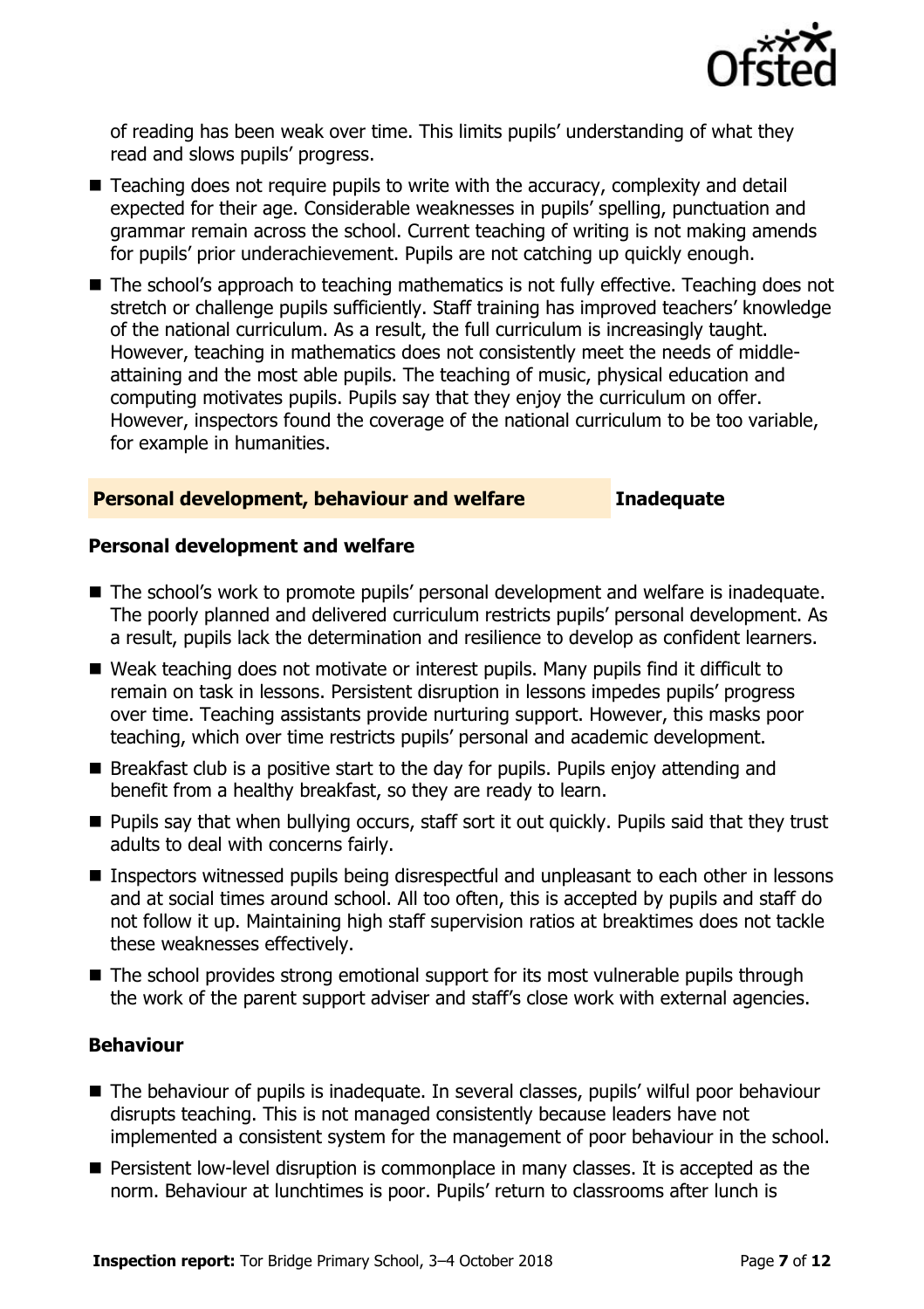of reading has been weak over time. This limits pupils' understanding of what they read and slows pupils' progress.

- Teaching does not require pupils to write with the accuracy, complexity and detail expected for their age. Considerable weaknesses in pupils' spelling, punctuation and grammar remain across the school. Current teaching of writing is not making amends for pupils' prior underachievement. Pupils are not catching up quickly enough.
- The school's approach to teaching mathematics is not fully effective. Teaching does not stretch or challenge pupils sufficiently. Staff training has improved teachers' knowledge of the national curriculum. As a result, the full curriculum is increasingly taught. However, teaching in mathematics does not consistently meet the needs of middle-attaining and the most able pupils. The teaching of music, physical education and computing motivates pupils. Pupils say that they enjoy the curriculum on offer. However, inspectors found the coverage of the national curriculum to be too variable, for example in humanities.

## Personal development, behaviour and welfare — Inadequate

### Personal development and welfare

- The school's work to promote pupils' personal development and welfare is inadequate. The poorly planned and delivered curriculum restricts pupils' personal development. As a result, pupils lack the determination and resilience to develop as confident learners.
- Weak teaching does not motivate or interest pupils. Many pupils find it difficult to remain on task in lessons. Persistent disruption in lessons impedes pupils' progress over time. Teaching assistants provide nurturing support. However, this masks poor teaching, which over time restricts pupils' personal and academic development.
- Breakfast club is a positive start to the day for pupils. Pupils enjoy attending and benefit from a healthy breakfast, so they are ready to learn.
- Pupils say that when bullying occurs, staff sort it out quickly. Pupils said that they trust adults to deal with concerns fairly.
- Inspectors witnessed pupils being disrespectful and unpleasant to each other in lessons and at social times around school. All too often, this is accepted by pupils and staff do not follow it up. Maintaining high staff supervision ratios at breaktimes does not tackle these weaknesses effectively.
- The school provides strong emotional support for its most vulnerable pupils through the work of the parent support adviser and staff's close work with external agencies.

### Behaviour

- The behaviour of pupils is inadequate. In several classes, pupils' wilful poor behaviour disrupts teaching. This is not managed consistently because leaders have not implemented a consistent system for the management of poor behaviour in the school.
- Persistent low-level disruption is commonplace in many classes. It is accepted as the norm. Behaviour at lunchtimes is poor. Pupils' return to classrooms after lunch is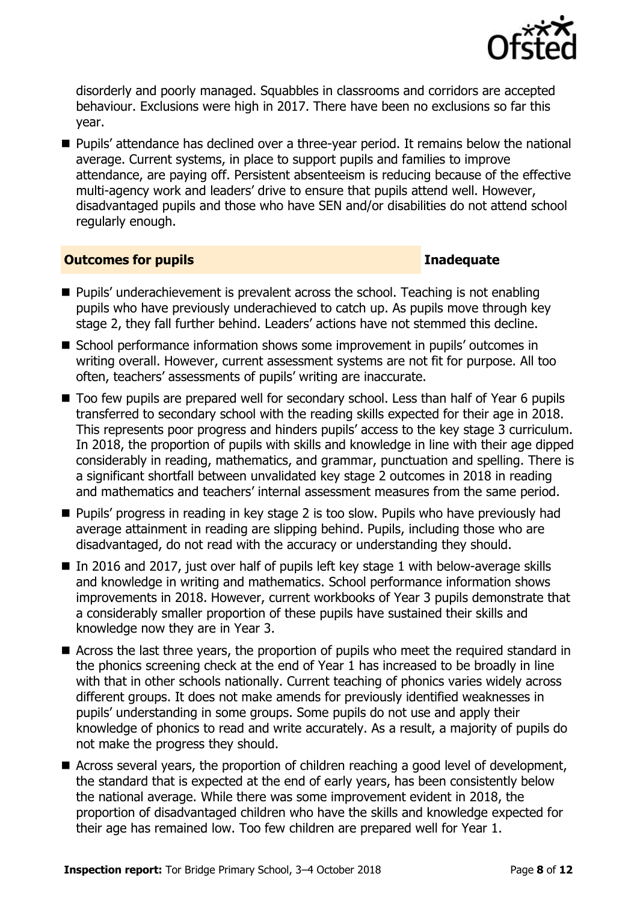disorderly and poorly managed. Squabbles in classrooms and corridors are accepted behaviour. Exclusions were high in 2017. There have been no exclusions so far this year.

- Pupils' attendance has declined over a three-year period. It remains below the national average. Current systems, in place to support pupils and families to improve attendance, are paying off. Persistent absenteeism is reducing because of the effective multi-agency work and leaders' drive to ensure that pupils attend well. However, disadvantaged pupils and those who have SEN and/or disabilities do not attend school regularly enough.

## Outcomes for pupils — Inadequate

- Pupils' underachievement is prevalent across the school. Teaching is not enabling pupils who have previously underachieved to catch up. As pupils move through key stage 2, they fall further behind. Leaders' actions have not stemmed this decline.
- School performance information shows some improvement in pupils' outcomes in writing overall. However, current assessment systems are not fit for purpose. All too often, teachers' assessments of pupils' writing are inaccurate.
- Too few pupils are prepared well for secondary school. Less than half of Year 6 pupils transferred to secondary school with the reading skills expected for their age in 2018. This represents poor progress and hinders pupils' access to the key stage 3 curriculum. In 2018, the proportion of pupils with skills and knowledge in line with their age dipped considerably in reading, mathematics, and grammar, punctuation and spelling. There is a significant shortfall between unvalidated key stage 2 outcomes in 2018 in reading and mathematics and teachers' internal assessment measures from the same period.
- Pupils' progress in reading in key stage 2 is too slow. Pupils who have previously had average attainment in reading are slipping behind. Pupils, including those who are disadvantaged, do not read with the accuracy or understanding they should.
- In 2016 and 2017, just over half of pupils left key stage 1 with below-average skills and knowledge in writing and mathematics. School performance information shows improvements in 2018. However, current workbooks of Year 3 pupils demonstrate that a considerably smaller proportion of these pupils have sustained their skills and knowledge now they are in Year 3.
- Across the last three years, the proportion of pupils who meet the required standard in the phonics screening check at the end of Year 1 has increased to be broadly in line with that in other schools nationally. Current teaching of phonics varies widely across different groups. It does not make amends for previously identified weaknesses in pupils' understanding in some groups. Some pupils do not use and apply their knowledge of phonics to read and write accurately. As a result, a majority of pupils do not make the progress they should.
- Across several years, the proportion of children reaching a good level of development, the standard that is expected at the end of early years, has been consistently below the national average. While there was some improvement evident in 2018, the proportion of disadvantaged children who have the skills and knowledge expected for their age has remained low. Too few children are prepared well for Year 1.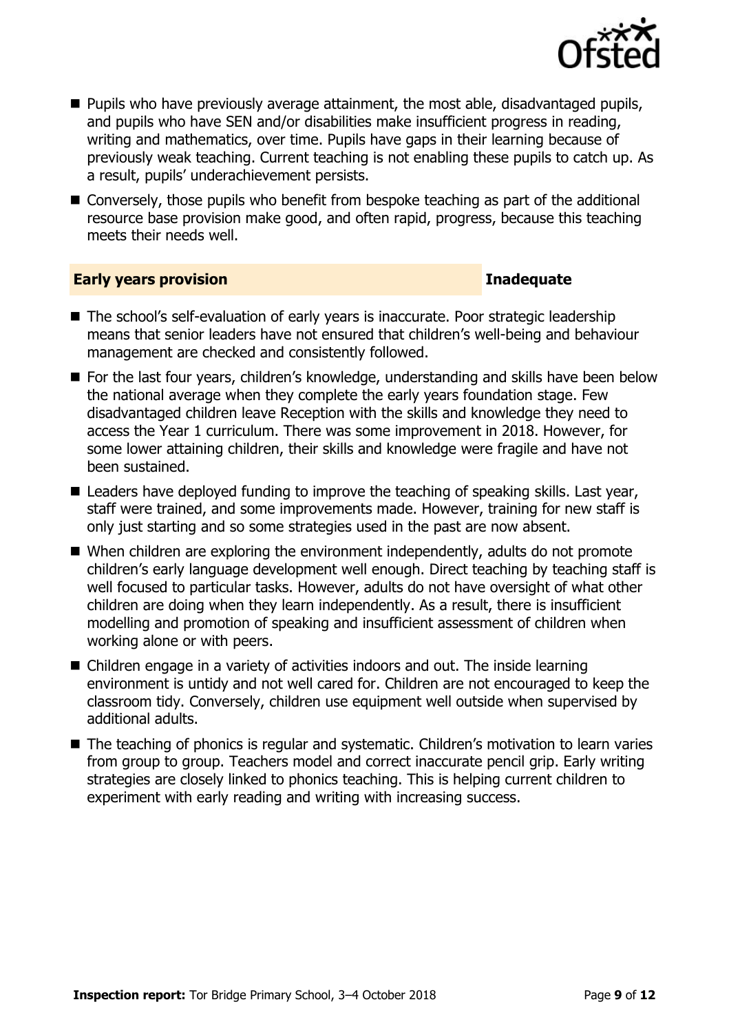- Pupils who have previously average attainment, the most able, disadvantaged pupils, and pupils who have SEN and/or disabilities make insufficient progress in reading, writing and mathematics, over time. Pupils have gaps in their learning because of previously weak teaching. Current teaching is not enabling these pupils to catch up. As a result, pupils' underachievement persists.
- Conversely, those pupils who benefit from bespoke teaching as part of the additional resource base provision make good, and often rapid, progress, because this teaching meets their needs well.

## Early years provision — Inadequate

- The school's self-evaluation of early years is inaccurate. Poor strategic leadership means that senior leaders have not ensured that children's well-being and behaviour management are checked and consistently followed.
- For the last four years, children's knowledge, understanding and skills have been below the national average when they complete the early years foundation stage. Few disadvantaged children leave Reception with the skills and knowledge they need to access the Year 1 curriculum. There was some improvement in 2018. However, for some lower attaining children, their skills and knowledge were fragile and have not been sustained.
- Leaders have deployed funding to improve the teaching of speaking skills. Last year, staff were trained, and some improvements made. However, training for new staff is only just starting and so some strategies used in the past are now absent.
- When children are exploring the environment independently, adults do not promote children's early language development well enough. Direct teaching by teaching staff is well focused to particular tasks. However, adults do not have oversight of what other children are doing when they learn independently. As a result, there is insufficient modelling and promotion of speaking and insufficient assessment of children when working alone or with peers.
- Children engage in a variety of activities indoors and out. The inside learning environment is untidy and not well cared for. Children are not encouraged to keep the classroom tidy. Conversely, children use equipment well outside when supervised by additional adults.
- The teaching of phonics is regular and systematic. Children's motivation to learn varies from group to group. Teachers model and correct inaccurate pencil grip. Early writing strategies are closely linked to phonics teaching. This is helping current children to experiment with early reading and writing with increasing success.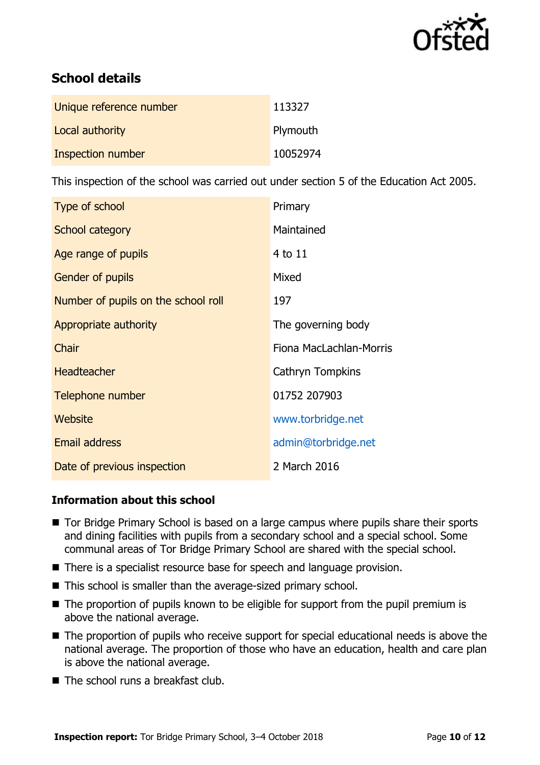## School details

| | |
|---|---|
| Unique reference number | 113327 |
| Local authority | Plymouth |
| Inspection number | 10052974 |

This inspection of the school was carried out under section 5 of the Education Act 2005.

| | |
|---|---|
| Type of school | Primary |
| School category | Maintained |
| Age range of pupils | 4 to 11 |
| Gender of pupils | Mixed |
| Number of pupils on the school roll | 197 |
| Appropriate authority | The governing body |
| Chair | Fiona MacLachlan-Morris |
| Headteacher | Cathryn Tompkins |
| Telephone number | 01752 207903 |
| Website | www.torbridge.net |
| Email address | admin@torbridge.net |
| Date of previous inspection | 2 March 2016 |

### Information about this school

- Tor Bridge Primary School is based on a large campus where pupils share their sports and dining facilities with pupils from a secondary school and a special school. Some communal areas of Tor Bridge Primary School are shared with the special school.
- There is a specialist resource base for speech and language provision.
- This school is smaller than the average-sized primary school.
- The proportion of pupils known to be eligible for support from the pupil premium is above the national average.
- The proportion of pupils who receive support for special educational needs is above the national average. The proportion of those who have an education, health and care plan is above the national average.
- The school runs a breakfast club.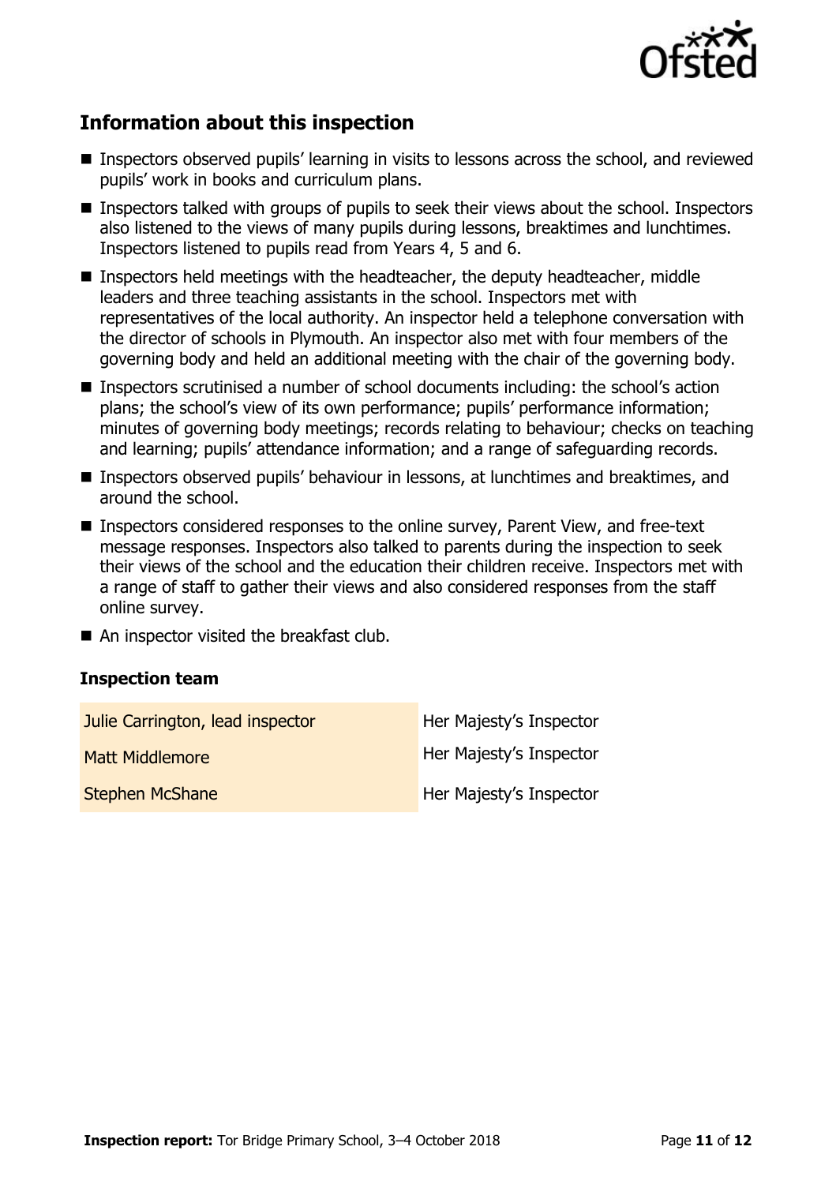## Information about this inspection

- Inspectors observed pupils' learning in visits to lessons across the school, and reviewed pupils' work in books and curriculum plans.
- Inspectors talked with groups of pupils to seek their views about the school. Inspectors also listened to the views of many pupils during lessons, breaktimes and lunchtimes. Inspectors listened to pupils read from Years 4, 5 and 6.
- Inspectors held meetings with the headteacher, the deputy headteacher, middle leaders and three teaching assistants in the school. Inspectors met with representatives of the local authority. An inspector held a telephone conversation with the director of schools in Plymouth. An inspector also met with four members of the governing body and held an additional meeting with the chair of the governing body.
- Inspectors scrutinised a number of school documents including: the school's action plans; the school's view of its own performance; pupils' performance information; minutes of governing body meetings; records relating to behaviour; checks on teaching and learning; pupils' attendance information; and a range of safeguarding records.
- Inspectors observed pupils' behaviour in lessons, at lunchtimes and breaktimes, and around the school.
- Inspectors considered responses to the online survey, Parent View, and free-text message responses. Inspectors also talked to parents during the inspection to seek their views of the school and the education their children receive. Inspectors met with a range of staff to gather their views and also considered responses from the staff online survey.
- An inspector visited the breakfast club.

### Inspection team

| | |
|---|---|
| Julie Carrington, lead inspector | Her Majesty's Inspector |
| Matt Middlemore | Her Majesty's Inspector |
| Stephen McShane | Her Majesty's Inspector |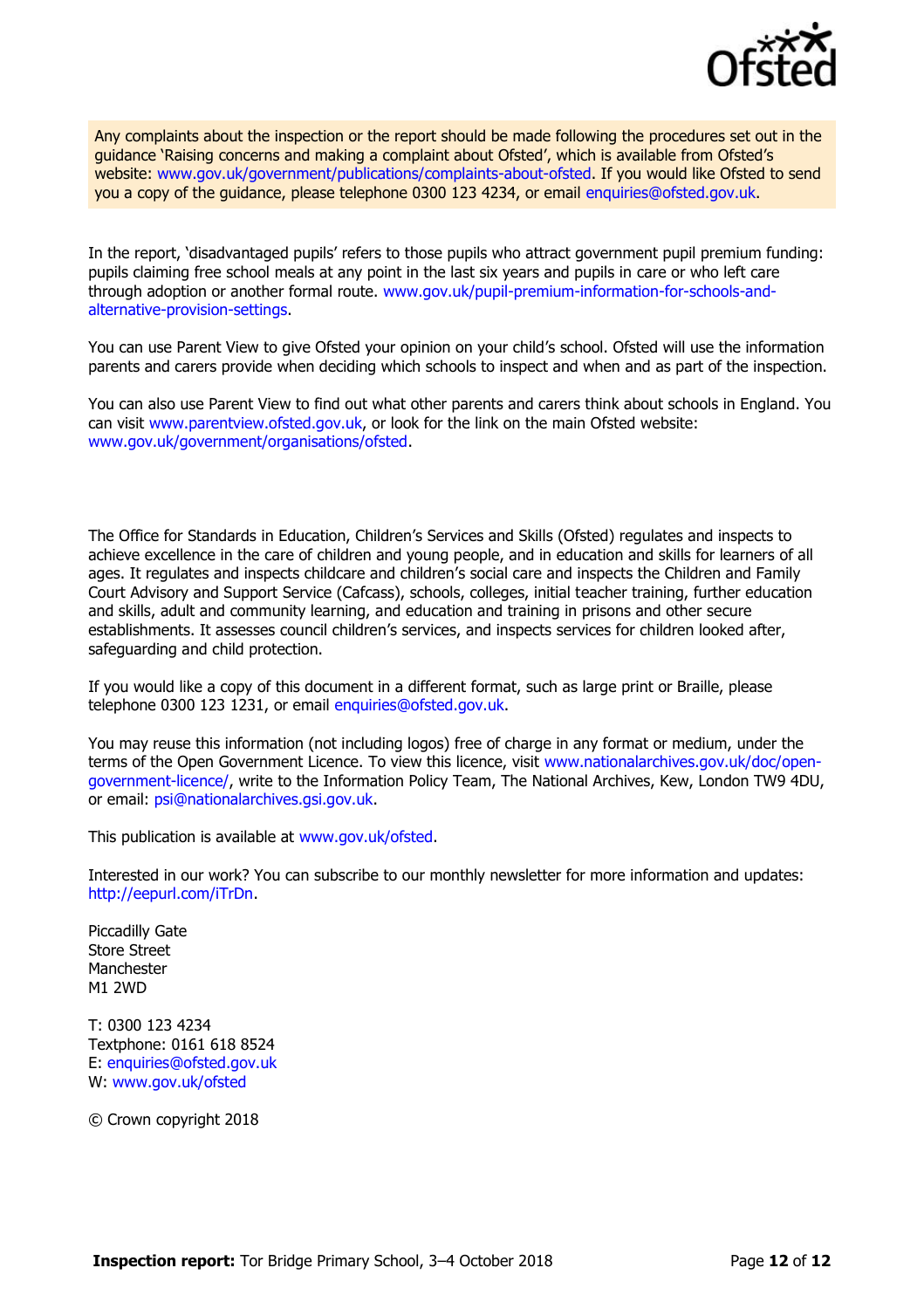Any complaints about the inspection or the report should be made following the procedures set out in the guidance 'Raising concerns and making a complaint about Ofsted', which is available from Ofsted's website: www.gov.uk/government/publications/complaints-about-ofsted. If you would like Ofsted to send you a copy of the guidance, please telephone 0300 123 4234, or email enquiries@ofsted.gov.uk.

In the report, 'disadvantaged pupils' refers to those pupils who attract government pupil premium funding: pupils claiming free school meals at any point in the last six years and pupils in care or who left care through adoption or another formal route. www.gov.uk/pupil-premium-information-for-schools-and-alternative-provision-settings.

You can use Parent View to give Ofsted your opinion on your child's school. Ofsted will use the information parents and carers provide when deciding which schools to inspect and when and as part of the inspection.

You can also use Parent View to find out what other parents and carers think about schools in England. You can visit www.parentview.ofsted.gov.uk, or look for the link on the main Ofsted website: www.gov.uk/government/organisations/ofsted.

The Office for Standards in Education, Children's Services and Skills (Ofsted) regulates and inspects to achieve excellence in the care of children and young people, and in education and skills for learners of all ages. It regulates and inspects childcare and children's social care and inspects the Children and Family Court Advisory and Support Service (Cafcass), schools, colleges, initial teacher training, further education and skills, adult and community learning, and education and training in prisons and other secure establishments. It assesses council children's services, and inspects services for children looked after, safeguarding and child protection.

If you would like a copy of this document in a different format, such as large print or Braille, please telephone 0300 123 1231, or email enquiries@ofsted.gov.uk.

You may reuse this information (not including logos) free of charge in any format or medium, under the terms of the Open Government Licence. To view this licence, visit www.nationalarchives.gov.uk/doc/open-government-licence/, write to the Information Policy Team, The National Archives, Kew, London TW9 4DU, or email: psi@nationalarchives.gsi.gov.uk.

This publication is available at www.gov.uk/ofsted.

Interested in our work? You can subscribe to our monthly newsletter for more information and updates: http://eepurl.com/iTrDn.

Piccadilly Gate  
Store Street  
Manchester  
M1 2WD

T: 0300 123 4234  
Textphone: 0161 618 8524  
E: enquiries@ofsted.gov.uk  
W: www.gov.uk/ofsted

© Crown copyright 2018